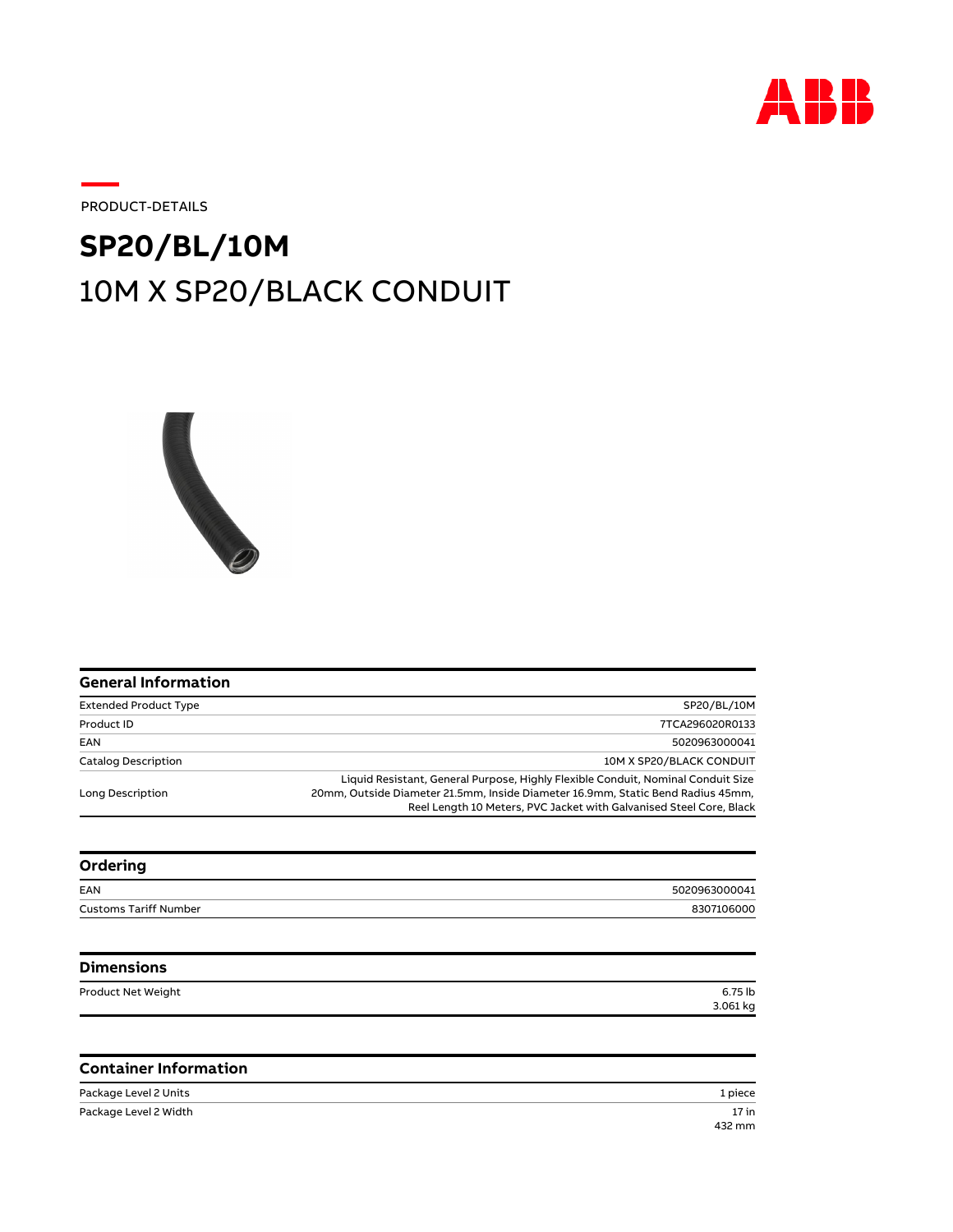PRODUCT-DETAILS

# SP20/BL/10M

## 10M X SP20/BLACK CONDUIT

### General Information

| | |
|---|---|
| Extended Product Type | SP20/BL/10M |
| Product ID | 7TCA296020R0133 |
| EAN | 5020963000041 |
| Catalog Description | 10M X SP20/BLACK CONDUIT |
| Long Description | Liquid Resistant, General Purpose, Highly Flexible Conduit, Nominal Conduit Size 20mm, Outside Diameter 21.5mm, Inside Diameter 16.9mm, Static Bend Radius 45mm, Reel Length 10 Meters, PVC Jacket with Galvanised Steel Core, Black |

### Ordering

| | |
|---|---|
| EAN | 5020963000041 |
| Customs Tariff Number | 8307106000 |

### Dimensions

| | |
|---|---|
| Product Net Weight | 6.75 lb<br>3.061 kg |

### Container Information

| | |
|---|---|
| Package Level 2 Units | 1 piece |
| Package Level 2 Width | 17 in<br>432 mm |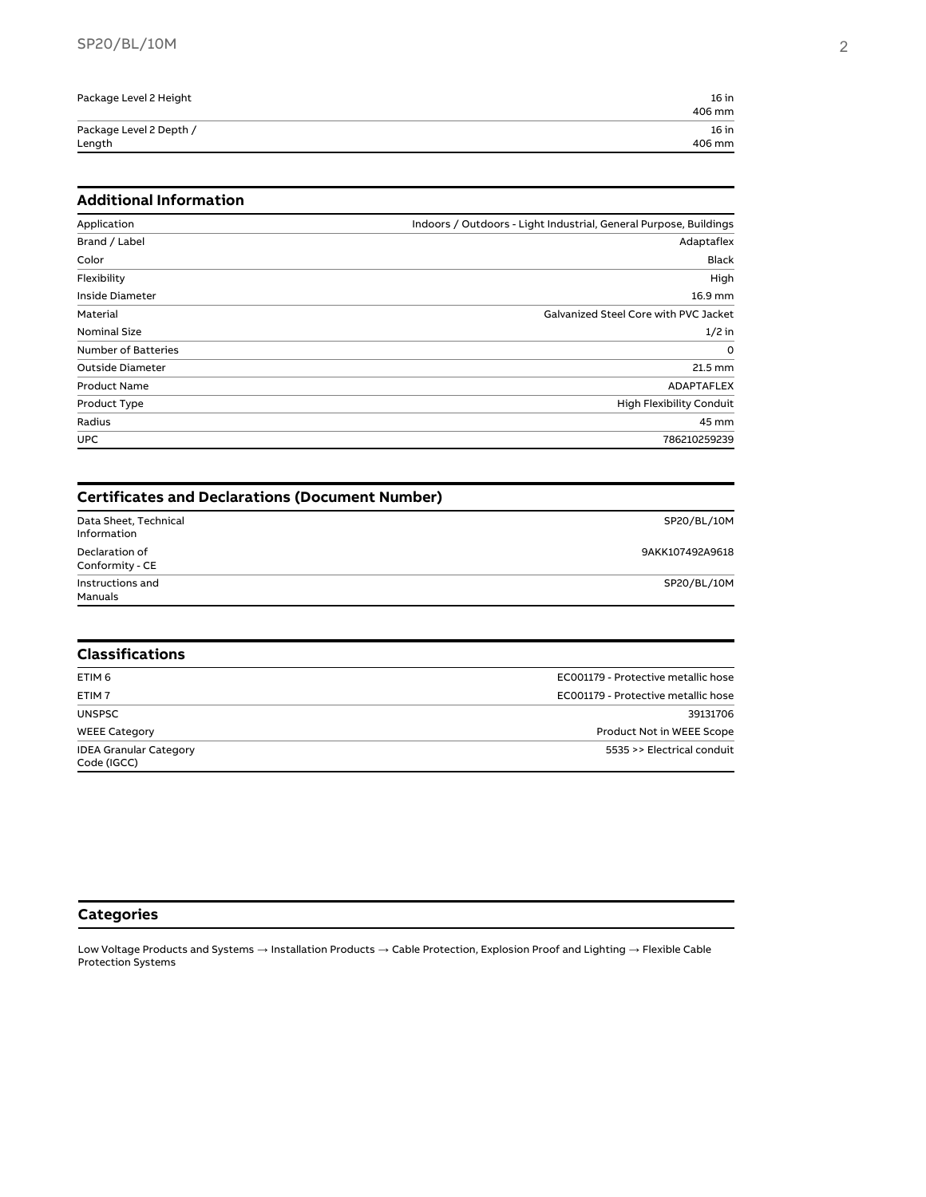| | |
|---|---|
| Package Level 2 Height | 16 in<br>406 mm |
| Package Level 2 Depth / Length | 16 in<br>406 mm |

## Additional Information

| | |
|---|---|
| Application | Indoors / Outdoors - Light Industrial, General Purpose, Buildings |
| Brand / Label | Adaptaflex |
| Color | Black |
| Flexibility | High |
| Inside Diameter | 16.9 mm |
| Material | Galvanized Steel Core with PVC Jacket |
| Nominal Size | 1/2 in |
| Number of Batteries | 0 |
| Outside Diameter | 21.5 mm |
| Product Name | ADAPTAFLEX |
| Product Type | High Flexibility Conduit |
| Radius | 45 mm |
| UPC | 786210259239 |

## Certificates and Declarations (Document Number)

| | |
|---|---|
| Data Sheet, Technical Information | SP20/BL/10M |
| Declaration of Conformity - CE | 9AKK107492A9618 |
| Instructions and Manuals | SP20/BL/10M |

## Classifications

| | |
|---|---|
| ETIM 6 | EC001179 - Protective metallic hose |
| ETIM 7 | EC001179 - Protective metallic hose |
| UNSPSC | 39131706 |
| WEEE Category | Product Not in WEEE Scope |
| IDEA Granular Category Code (IGCC) | 5535 >> Electrical conduit |

## Categories

Low Voltage Products and Systems → Installation Products → Cable Protection, Explosion Proof and Lighting → Flexible Cable Protection Systems